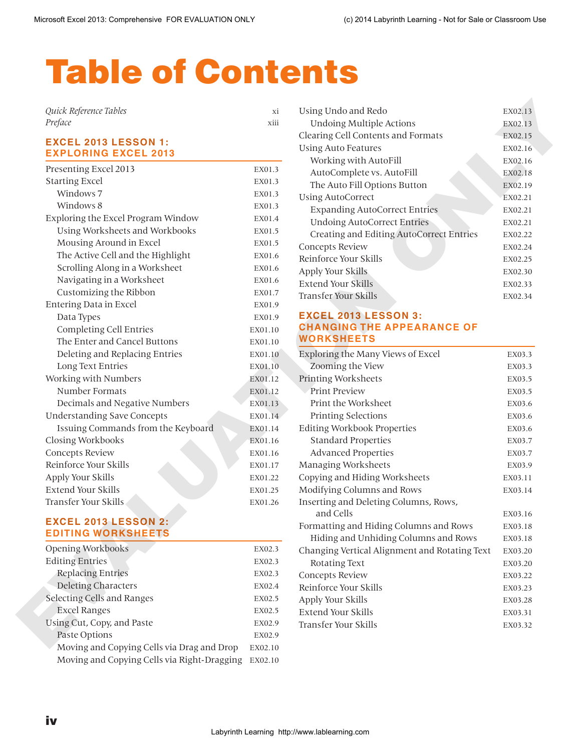# Table of Contents

| | |
|---|---|
| *Quick Reference Tables* | xi |
| *Preface* | xiii |

## EXCEL 2013 LESSON 1: EXPLORING EXCEL 2013

| | |
|---|---|
| Presenting Excel 2013 | EX01.3 |
| Starting Excel | EX01.3 |
| &nbsp;&nbsp;&nbsp;&nbsp;Windows 7 | EX01.3 |
| &nbsp;&nbsp;&nbsp;&nbsp;Windows 8 | EX01.3 |
| Exploring the Excel Program Window | EX01.4 |
| &nbsp;&nbsp;&nbsp;&nbsp;Using Worksheets and Workbooks | EX01.5 |
| &nbsp;&nbsp;&nbsp;&nbsp;Mousing Around in Excel | EX01.5 |
| &nbsp;&nbsp;&nbsp;&nbsp;The Active Cell and the Highlight | EX01.6 |
| &nbsp;&nbsp;&nbsp;&nbsp;Scrolling Along in a Worksheet | EX01.6 |
| &nbsp;&nbsp;&nbsp;&nbsp;Navigating in a Worksheet | EX01.6 |
| &nbsp;&nbsp;&nbsp;&nbsp;Customizing the Ribbon | EX01.7 |
| Entering Data in Excel | EX01.9 |
| &nbsp;&nbsp;&nbsp;&nbsp;Data Types | EX01.9 |
| &nbsp;&nbsp;&nbsp;&nbsp;Completing Cell Entries | EX01.10 |
| &nbsp;&nbsp;&nbsp;&nbsp;The Enter and Cancel Buttons | EX01.10 |
| &nbsp;&nbsp;&nbsp;&nbsp;Deleting and Replacing Entries | EX01.10 |
| &nbsp;&nbsp;&nbsp;&nbsp;Long Text Entries | EX01.10 |
| Working with Numbers | EX01.12 |
| &nbsp;&nbsp;&nbsp;&nbsp;Number Formats | EX01.12 |
| &nbsp;&nbsp;&nbsp;&nbsp;Decimals and Negative Numbers | EX01.13 |
| Understanding Save Concepts | EX01.14 |
| &nbsp;&nbsp;&nbsp;&nbsp;Issuing Commands from the Keyboard | EX01.14 |
| Closing Workbooks | EX01.16 |
| Concepts Review | EX01.16 |
| Reinforce Your Skills | EX01.17 |
| Apply Your Skills | EX01.22 |
| Extend Your Skills | EX01.25 |
| Transfer Your Skills | EX01.26 |

## EXCEL 2013 LESSON 2: EDITING WORKSHEETS

| | |
|---|---|
| Opening Workbooks | EX02.3 |
| Editing Entries | EX02.3 |
| &nbsp;&nbsp;&nbsp;&nbsp;Replacing Entries | EX02.3 |
| &nbsp;&nbsp;&nbsp;&nbsp;Deleting Characters | EX02.4 |
| Selecting Cells and Ranges | EX02.5 |
| &nbsp;&nbsp;&nbsp;&nbsp;Excel Ranges | EX02.5 |
| Using Cut, Copy, and Paste | EX02.9 |
| &nbsp;&nbsp;&nbsp;&nbsp;Paste Options | EX02.9 |
| &nbsp;&nbsp;&nbsp;&nbsp;Moving and Copying Cells via Drag and Drop | EX02.10 |
| &nbsp;&nbsp;&nbsp;&nbsp;Moving and Copying Cells via Right-Dragging | EX02.10 |
| Using Undo and Redo | EX02.13 |
| &nbsp;&nbsp;&nbsp;&nbsp;Undoing Multiple Actions | EX02.13 |
| Clearing Cell Contents and Formats | EX02.15 |
| Using Auto Features | EX02.16 |
| &nbsp;&nbsp;&nbsp;&nbsp;Working with AutoFill | EX02.16 |
| &nbsp;&nbsp;&nbsp;&nbsp;AutoComplete vs. AutoFill | EX02.18 |
| &nbsp;&nbsp;&nbsp;&nbsp;The Auto Fill Options Button | EX02.19 |
| Using AutoCorrect | EX02.21 |
| &nbsp;&nbsp;&nbsp;&nbsp;Expanding AutoCorrect Entries | EX02.21 |
| &nbsp;&nbsp;&nbsp;&nbsp;Undoing AutoCorrect Entries | EX02.21 |
| &nbsp;&nbsp;&nbsp;&nbsp;Creating and Editing AutoCorrect Entries | EX02.22 |
| Concepts Review | EX02.24 |
| Reinforce Your Skills | EX02.25 |
| Apply Your Skills | EX02.30 |
| Extend Your Skills | EX02.33 |
| Transfer Your Skills | EX02.34 |

## EXCEL 2013 LESSON 3: CHANGING THE APPEARANCE OF WORKSHEETS

| | |
|---|---|
| Exploring the Many Views of Excel | EX03.3 |
| &nbsp;&nbsp;&nbsp;&nbsp;Zooming the View | EX03.3 |
| Printing Worksheets | EX03.5 |
| &nbsp;&nbsp;&nbsp;&nbsp;Print Preview | EX03.5 |
| &nbsp;&nbsp;&nbsp;&nbsp;Print the Worksheet | EX03.6 |
| &nbsp;&nbsp;&nbsp;&nbsp;Printing Selections | EX03.6 |
| Editing Workbook Properties | EX03.6 |
| &nbsp;&nbsp;&nbsp;&nbsp;Standard Properties | EX03.7 |
| &nbsp;&nbsp;&nbsp;&nbsp;Advanced Properties | EX03.7 |
| Managing Worksheets | EX03.9 |
| Copying and Hiding Worksheets | EX03.11 |
| Modifying Columns and Rows | EX03.14 |
| Inserting and Deleting Columns, Rows, and Cells | EX03.16 |
| Formatting and Hiding Columns and Rows | EX03.18 |
| &nbsp;&nbsp;&nbsp;&nbsp;Hiding and Unhiding Columns and Rows | EX03.18 |
| Changing Vertical Alignment and Rotating Text | EX03.20 |
| &nbsp;&nbsp;&nbsp;&nbsp;Rotating Text | EX03.20 |
| Concepts Review | EX03.22 |
| Reinforce Your Skills | EX03.23 |
| Apply Your Skills | EX03.28 |
| Extend Your Skills | EX03.31 |
| Transfer Your Skills | EX03.32 |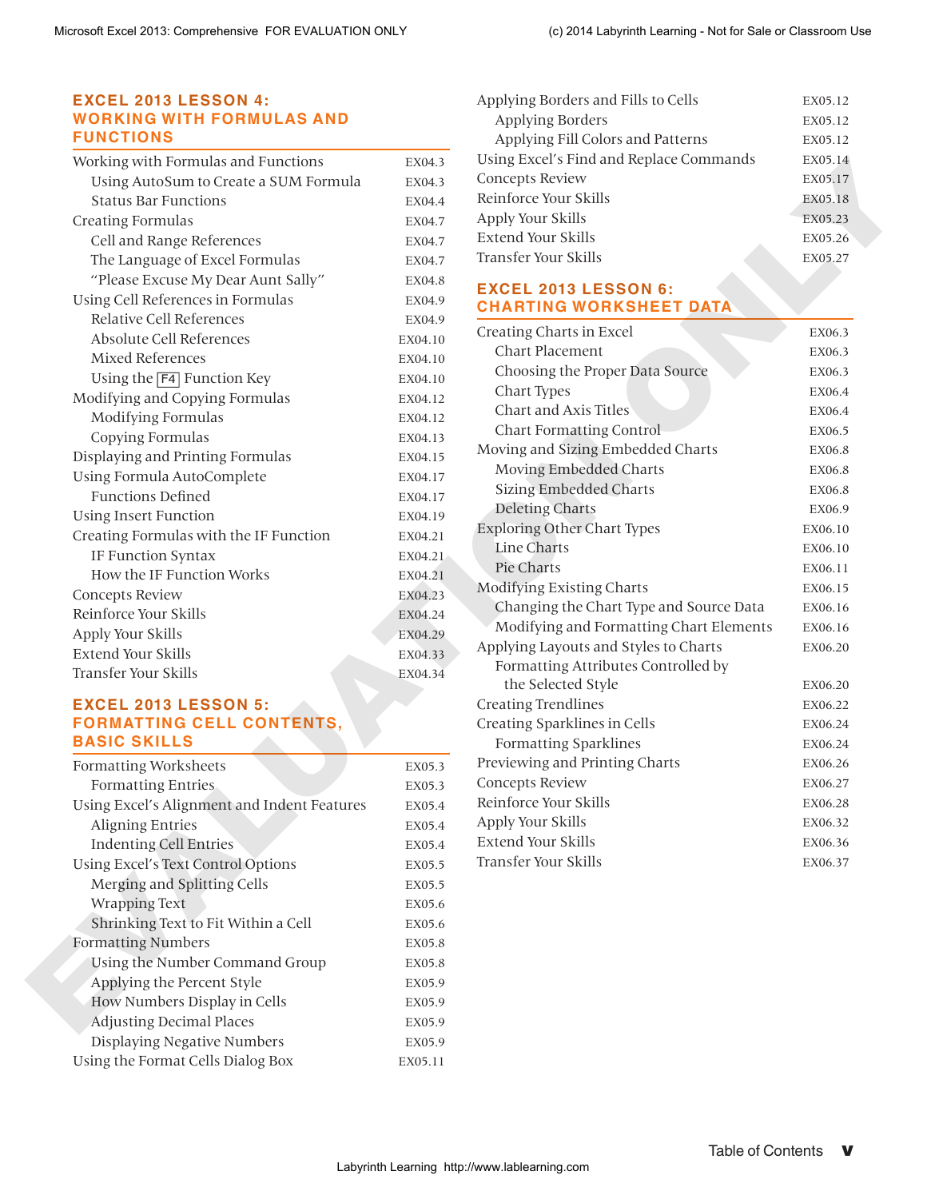## EXCEL 2013 LESSON 4: WORKING WITH FORMULAS AND FUNCTIONS

| | |
|---|---|
| Working with Formulas and Functions | EX04.3 |
| Using AutoSum to Create a SUM Formula | EX04.3 |
| Status Bar Functions | EX04.4 |
| Creating Formulas | EX04.7 |
| Cell and Range References | EX04.7 |
| The Language of Excel Formulas | EX04.7 |
| "Please Excuse My Dear Aunt Sally" | EX04.8 |
| Using Cell References in Formulas | EX04.9 |
| Relative Cell References | EX04.9 |
| Absolute Cell References | EX04.10 |
| Mixed References | EX04.10 |
| Using the F4 Function Key | EX04.10 |
| Modifying and Copying Formulas | EX04.12 |
| Modifying Formulas | EX04.12 |
| Copying Formulas | EX04.13 |
| Displaying and Printing Formulas | EX04.15 |
| Using Formula AutoComplete | EX04.17 |
| Functions Defined | EX04.17 |
| Using Insert Function | EX04.19 |
| Creating Formulas with the IF Function | EX04.21 |
| IF Function Syntax | EX04.21 |
| How the IF Function Works | EX04.21 |
| Concepts Review | EX04.23 |
| Reinforce Your Skills | EX04.24 |
| Apply Your Skills | EX04.29 |
| Extend Your Skills | EX04.33 |
| Transfer Your Skills | EX04.34 |

## EXCEL 2013 LESSON 5: FORMATTING CELL CONTENTS, BASIC SKILLS

| | |
|---|---|
| Formatting Worksheets | EX05.3 |
| Formatting Entries | EX05.3 |
| Using Excel's Alignment and Indent Features | EX05.4 |
| Aligning Entries | EX05.4 |
| Indenting Cell Entries | EX05.4 |
| Using Excel's Text Control Options | EX05.5 |
| Merging and Splitting Cells | EX05.5 |
| Wrapping Text | EX05.6 |
| Shrinking Text to Fit Within a Cell | EX05.6 |
| Formatting Numbers | EX05.8 |
| Using the Number Command Group | EX05.8 |
| Applying the Percent Style | EX05.9 |
| How Numbers Display in Cells | EX05.9 |
| Adjusting Decimal Places | EX05.9 |
| Displaying Negative Numbers | EX05.9 |
| Using the Format Cells Dialog Box | EX05.11 |
| Applying Borders and Fills to Cells | EX05.12 |
| Applying Borders | EX05.12 |
| Applying Fill Colors and Patterns | EX05.12 |
| Using Excel's Find and Replace Commands | EX05.14 |
| Concepts Review | EX05.17 |
| Reinforce Your Skills | EX05.18 |
| Apply Your Skills | EX05.23 |
| Extend Your Skills | EX05.26 |
| Transfer Your Skills | EX05.27 |

## EXCEL 2013 LESSON 6: CHARTING WORKSHEET DATA

| | |
|---|---|
| Creating Charts in Excel | EX06.3 |
| Chart Placement | EX06.3 |
| Choosing the Proper Data Source | EX06.3 |
| Chart Types | EX06.4 |
| Chart and Axis Titles | EX06.4 |
| Chart Formatting Control | EX06.5 |
| Moving and Sizing Embedded Charts | EX06.8 |
| Moving Embedded Charts | EX06.8 |
| Sizing Embedded Charts | EX06.8 |
| Deleting Charts | EX06.9 |
| Exploring Other Chart Types | EX06.10 |
| Line Charts | EX06.10 |
| Pie Charts | EX06.11 |
| Modifying Existing Charts | EX06.15 |
| Changing the Chart Type and Source Data | EX06.16 |
| Modifying and Formatting Chart Elements | EX06.16 |
| Applying Layouts and Styles to Charts | EX06.20 |
| Formatting Attributes Controlled by the Selected Style | EX06.20 |
| Creating Trendlines | EX06.22 |
| Creating Sparklines in Cells | EX06.24 |
| Formatting Sparklines | EX06.24 |
| Previewing and Printing Charts | EX06.26 |
| Concepts Review | EX06.27 |
| Reinforce Your Skills | EX06.28 |
| Apply Your Skills | EX06.32 |
| Extend Your Skills | EX06.36 |
| Transfer Your Skills | EX06.37 |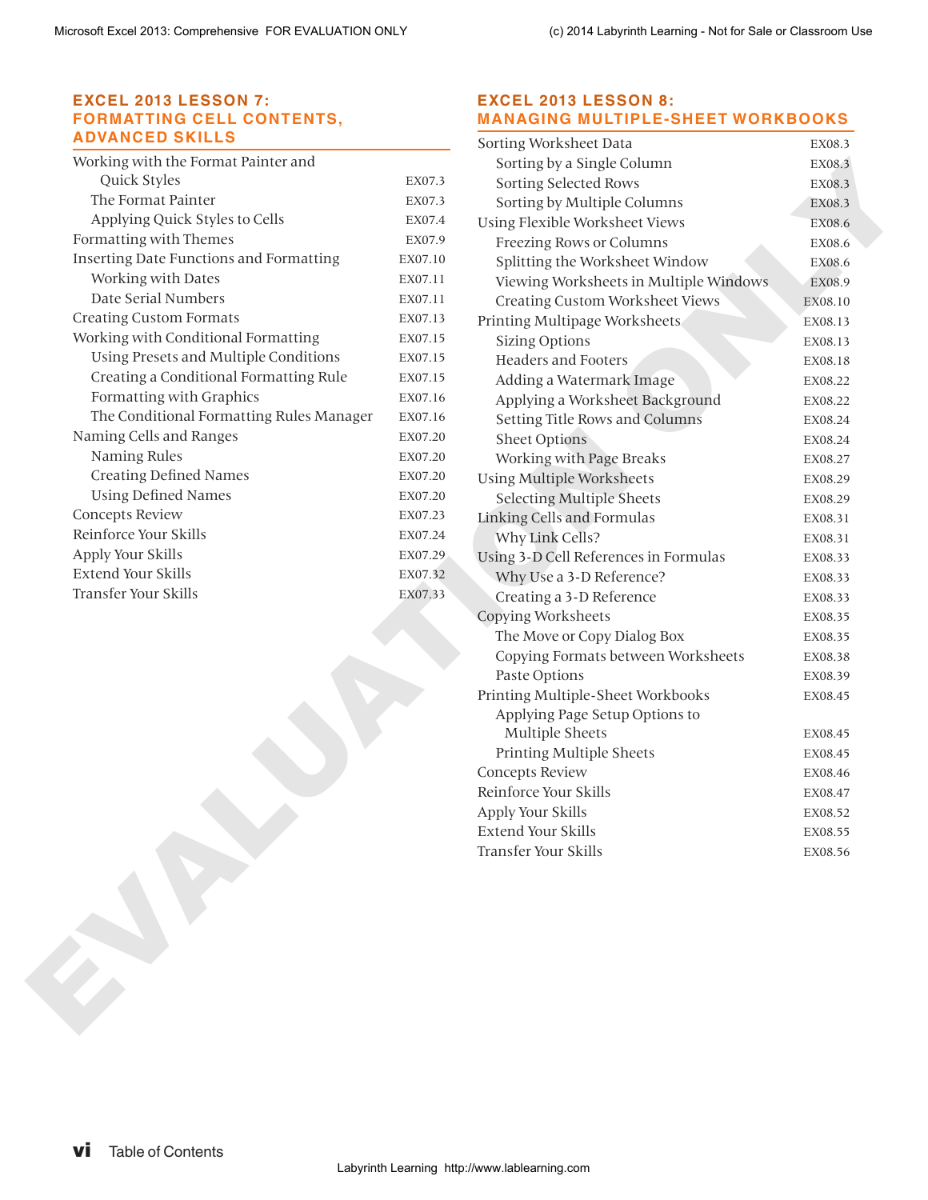## EXCEL 2013 LESSON 7: FORMATTING CELL CONTENTS, ADVANCED SKILLS

| | |
|---|---|
| Working with the Format Painter and Quick Styles | EX07.3 |
| The Format Painter | EX07.3 |
| Applying Quick Styles to Cells | EX07.4 |
| Formatting with Themes | EX07.9 |
| Inserting Date Functions and Formatting | EX07.10 |
| Working with Dates | EX07.11 |
| Date Serial Numbers | EX07.11 |
| Creating Custom Formats | EX07.13 |
| Working with Conditional Formatting | EX07.15 |
| Using Presets and Multiple Conditions | EX07.15 |
| Creating a Conditional Formatting Rule | EX07.15 |
| Formatting with Graphics | EX07.16 |
| The Conditional Formatting Rules Manager | EX07.16 |
| Naming Cells and Ranges | EX07.20 |
| Naming Rules | EX07.20 |
| Creating Defined Names | EX07.20 |
| Using Defined Names | EX07.20 |
| Concepts Review | EX07.23 |
| Reinforce Your Skills | EX07.24 |
| Apply Your Skills | EX07.29 |
| Extend Your Skills | EX07.32 |
| Transfer Your Skills | EX07.33 |

## EXCEL 2013 LESSON 8: MANAGING MULTIPLE-SHEET WORKBOOKS

| | |
|---|---|
| Sorting Worksheet Data | EX08.3 |
| Sorting by a Single Column | EX08.3 |
| Sorting Selected Rows | EX08.3 |
| Sorting by Multiple Columns | EX08.3 |
| Using Flexible Worksheet Views | EX08.6 |
| Freezing Rows or Columns | EX08.6 |
| Splitting the Worksheet Window | EX08.6 |
| Viewing Worksheets in Multiple Windows | EX08.9 |
| Creating Custom Worksheet Views | EX08.10 |
| Printing Multipage Worksheets | EX08.13 |
| Sizing Options | EX08.13 |
| Headers and Footers | EX08.18 |
| Adding a Watermark Image | EX08.22 |
| Applying a Worksheet Background | EX08.22 |
| Setting Title Rows and Columns | EX08.24 |
| Sheet Options | EX08.24 |
| Working with Page Breaks | EX08.27 |
| Using Multiple Worksheets | EX08.29 |
| Selecting Multiple Sheets | EX08.29 |
| Linking Cells and Formulas | EX08.31 |
| Why Link Cells? | EX08.31 |
| Using 3-D Cell References in Formulas | EX08.33 |
| Why Use a 3-D Reference? | EX08.33 |
| Creating a 3-D Reference | EX08.33 |
| Copying Worksheets | EX08.35 |
| The Move or Copy Dialog Box | EX08.35 |
| Copying Formats between Worksheets | EX08.38 |
| Paste Options | EX08.39 |
| Printing Multiple-Sheet Workbooks | EX08.45 |
| Applying Page Setup Options to Multiple Sheets | EX08.45 |
| Printing Multiple Sheets | EX08.45 |
| Concepts Review | EX08.46 |
| Reinforce Your Skills | EX08.47 |
| Apply Your Skills | EX08.52 |
| Extend Your Skills | EX08.55 |
| Transfer Your Skills | EX08.56 |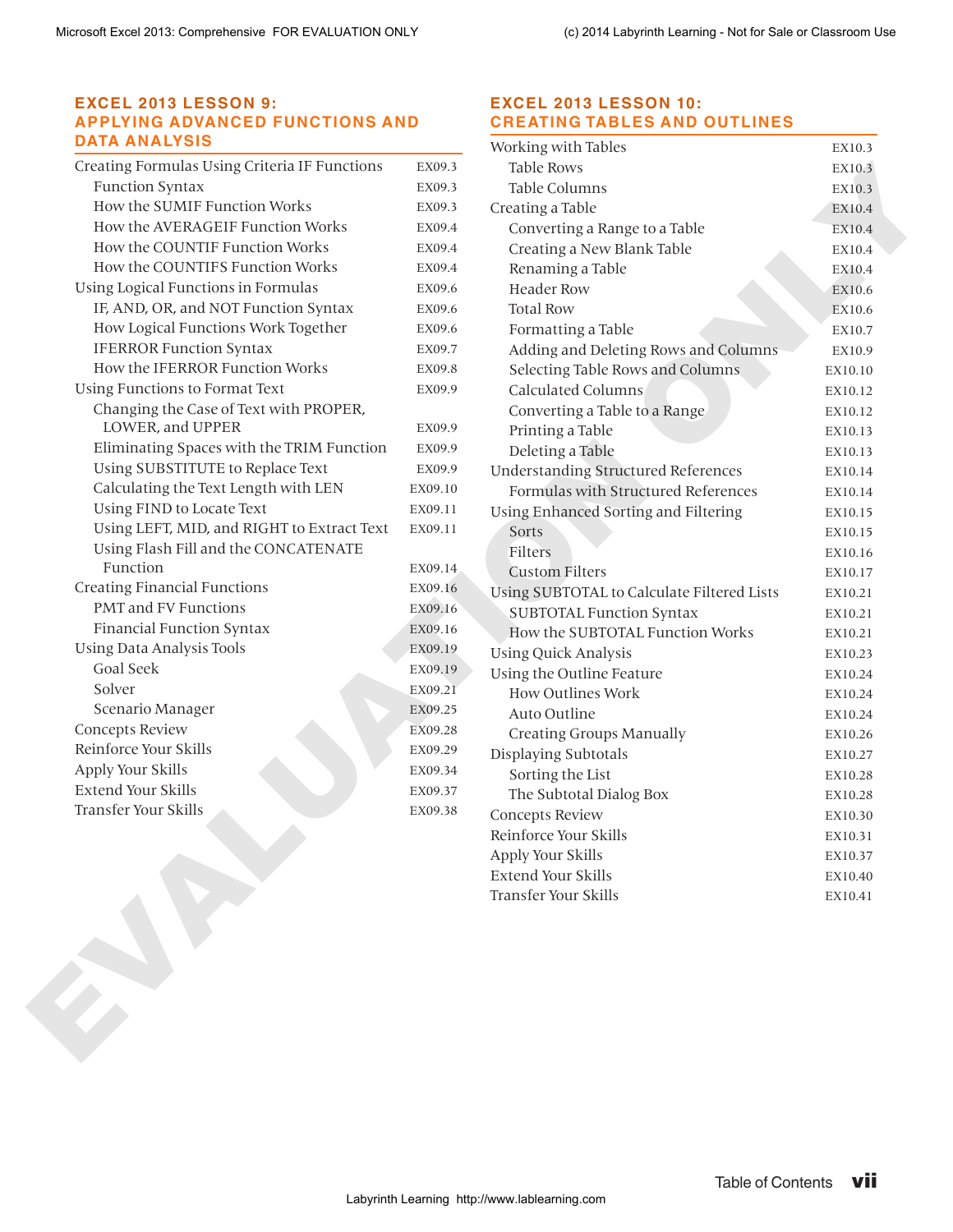## EXCEL 2013 LESSON 9: APPLYING ADVANCED FUNCTIONS AND DATA ANALYSIS

| | |
|---|---|
| Creating Formulas Using Criteria IF Functions | EX09.3 |
| Function Syntax | EX09.3 |
| How the SUMIF Function Works | EX09.3 |
| How the AVERAGEIF Function Works | EX09.4 |
| How the COUNTIF Function Works | EX09.4 |
| How the COUNTIFS Function Works | EX09.4 |
| Using Logical Functions in Formulas | EX09.6 |
| IF, AND, OR, and NOT Function Syntax | EX09.6 |
| How Logical Functions Work Together | EX09.6 |
| IFERROR Function Syntax | EX09.7 |
| How the IFERROR Function Works | EX09.8 |
| Using Functions to Format Text | EX09.9 |
| Changing the Case of Text with PROPER, LOWER, and UPPER | EX09.9 |
| Eliminating Spaces with the TRIM Function | EX09.9 |
| Using SUBSTITUTE to Replace Text | EX09.9 |
| Calculating the Text Length with LEN | EX09.10 |
| Using FIND to Locate Text | EX09.11 |
| Using LEFT, MID, and RIGHT to Extract Text | EX09.11 |
| Using Flash Fill and the CONCATENATE Function | EX09.14 |
| Creating Financial Functions | EX09.16 |
| PMT and FV Functions | EX09.16 |
| Financial Function Syntax | EX09.16 |
| Using Data Analysis Tools | EX09.19 |
| Goal Seek | EX09.19 |
| Solver | EX09.21 |
| Scenario Manager | EX09.25 |
| Concepts Review | EX09.28 |
| Reinforce Your Skills | EX09.29 |
| Apply Your Skills | EX09.34 |
| Extend Your Skills | EX09.37 |
| Transfer Your Skills | EX09.38 |

## EXCEL 2013 LESSON 10: CREATING TABLES AND OUTLINES

| | |
|---|---|
| Working with Tables | EX10.3 |
| Table Rows | EX10.3 |
| Table Columns | EX10.3 |
| Creating a Table | EX10.4 |
| Converting a Range to a Table | EX10.4 |
| Creating a New Blank Table | EX10.4 |
| Renaming a Table | EX10.4 |
| Header Row | EX10.6 |
| Total Row | EX10.6 |
| Formatting a Table | EX10.7 |
| Adding and Deleting Rows and Columns | EX10.9 |
| Selecting Table Rows and Columns | EX10.10 |
| Calculated Columns | EX10.12 |
| Converting a Table to a Range | EX10.12 |
| Printing a Table | EX10.13 |
| Deleting a Table | EX10.13 |
| Understanding Structured References | EX10.14 |
| Formulas with Structured References | EX10.14 |
| Using Enhanced Sorting and Filtering | EX10.15 |
| Sorts | EX10.15 |
| Filters | EX10.16 |
| Custom Filters | EX10.17 |
| Using SUBTOTAL to Calculate Filtered Lists | EX10.21 |
| SUBTOTAL Function Syntax | EX10.21 |
| How the SUBTOTAL Function Works | EX10.21 |
| Using Quick Analysis | EX10.23 |
| Using the Outline Feature | EX10.24 |
| How Outlines Work | EX10.24 |
| Auto Outline | EX10.24 |
| Creating Groups Manually | EX10.26 |
| Displaying Subtotals | EX10.27 |
| Sorting the List | EX10.28 |
| The Subtotal Dialog Box | EX10.28 |
| Concepts Review | EX10.30 |
| Reinforce Your Skills | EX10.31 |
| Apply Your Skills | EX10.37 |
| Extend Your Skills | EX10.40 |
| Transfer Your Skills | EX10.41 |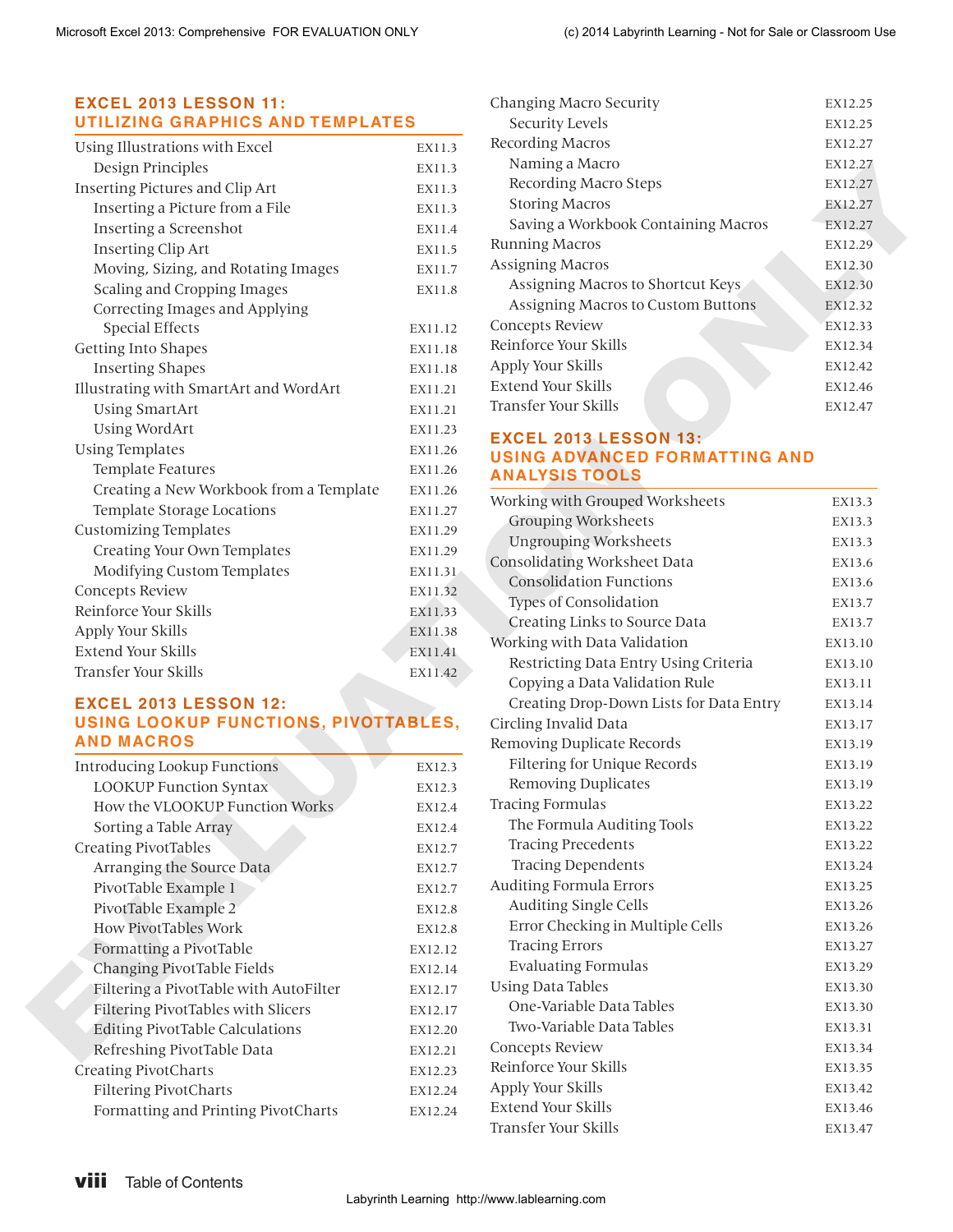## EXCEL 2013 LESSON 11: UTILIZING GRAPHICS AND TEMPLATES

| | |
|---|---|
| Using Illustrations with Excel | EX11.3 |
| Design Principles | EX11.3 |
| Inserting Pictures and Clip Art | EX11.3 |
| Inserting a Picture from a File | EX11.3 |
| Inserting a Screenshot | EX11.4 |
| Inserting Clip Art | EX11.5 |
| Moving, Sizing, and Rotating Images | EX11.7 |
| Scaling and Cropping Images | EX11.8 |
| Correcting Images and Applying Special Effects | EX11.12 |
| Getting Into Shapes | EX11.18 |
| Inserting Shapes | EX11.18 |
| Illustrating with SmartArt and WordArt | EX11.21 |
| Using SmartArt | EX11.21 |
| Using WordArt | EX11.23 |
| Using Templates | EX11.26 |
| Template Features | EX11.26 |
| Creating a New Workbook from a Template | EX11.26 |
| Template Storage Locations | EX11.27 |
| Customizing Templates | EX11.29 |
| Creating Your Own Templates | EX11.29 |
| Modifying Custom Templates | EX11.31 |
| Concepts Review | EX11.32 |
| Reinforce Your Skills | EX11.33 |
| Apply Your Skills | EX11.38 |
| Extend Your Skills | EX11.41 |
| Transfer Your Skills | EX11.42 |

## EXCEL 2013 LESSON 12: USING LOOKUP FUNCTIONS, PIVOTTABLES, AND MACROS

| | |
|---|---|
| Introducing Lookup Functions | EX12.3 |
| LOOKUP Function Syntax | EX12.3 |
| How the VLOOKUP Function Works | EX12.4 |
| Sorting a Table Array | EX12.4 |
| Creating PivotTables | EX12.7 |
| Arranging the Source Data | EX12.7 |
| PivotTable Example 1 | EX12.7 |
| PivotTable Example 2 | EX12.8 |
| How PivotTables Work | EX12.8 |
| Formatting a PivotTable | EX12.12 |
| Changing PivotTable Fields | EX12.14 |
| Filtering a PivotTable with AutoFilter | EX12.17 |
| Filtering PivotTables with Slicers | EX12.17 |
| Editing PivotTable Calculations | EX12.20 |
| Refreshing PivotTable Data | EX12.21 |
| Creating PivotCharts | EX12.23 |
| Filtering PivotCharts | EX12.24 |
| Formatting and Printing PivotCharts | EX12.24 |
| Changing Macro Security | EX12.25 |
| Security Levels | EX12.25 |
| Recording Macros | EX12.27 |
| Naming a Macro | EX12.27 |
| Recording Macro Steps | EX12.27 |
| Storing Macros | EX12.27 |
| Saving a Workbook Containing Macros | EX12.27 |
| Running Macros | EX12.29 |
| Assigning Macros | EX12.30 |
| Assigning Macros to Shortcut Keys | EX12.30 |
| Assigning Macros to Custom Buttons | EX12.32 |
| Concepts Review | EX12.33 |
| Reinforce Your Skills | EX12.34 |
| Apply Your Skills | EX12.42 |
| Extend Your Skills | EX12.46 |
| Transfer Your Skills | EX12.47 |

## EXCEL 2013 LESSON 13: USING ADVANCED FORMATTING AND ANALYSIS TOOLS

| | |
|---|---|
| Working with Grouped Worksheets | EX13.3 |
| Grouping Worksheets | EX13.3 |
| Ungrouping Worksheets | EX13.3 |
| Consolidating Worksheet Data | EX13.6 |
| Consolidation Functions | EX13.6 |
| Types of Consolidation | EX13.7 |
| Creating Links to Source Data | EX13.7 |
| Working with Data Validation | EX13.10 |
| Restricting Data Entry Using Criteria | EX13.10 |
| Copying a Data Validation Rule | EX13.11 |
| Creating Drop-Down Lists for Data Entry | EX13.14 |
| Circling Invalid Data | EX13.17 |
| Removing Duplicate Records | EX13.19 |
| Filtering for Unique Records | EX13.19 |
| Removing Duplicates | EX13.19 |
| Tracing Formulas | EX13.22 |
| The Formula Auditing Tools | EX13.22 |
| Tracing Precedents | EX13.22 |
| Tracing Dependents | EX13.24 |
| Auditing Formula Errors | EX13.25 |
| Auditing Single Cells | EX13.26 |
| Error Checking in Multiple Cells | EX13.26 |
| Tracing Errors | EX13.27 |
| Evaluating Formulas | EX13.29 |
| Using Data Tables | EX13.30 |
| One-Variable Data Tables | EX13.30 |
| Two-Variable Data Tables | EX13.31 |
| Concepts Review | EX13.34 |
| Reinforce Your Skills | EX13.35 |
| Apply Your Skills | EX13.42 |
| Extend Your Skills | EX13.46 |
| Transfer Your Skills | EX13.47 |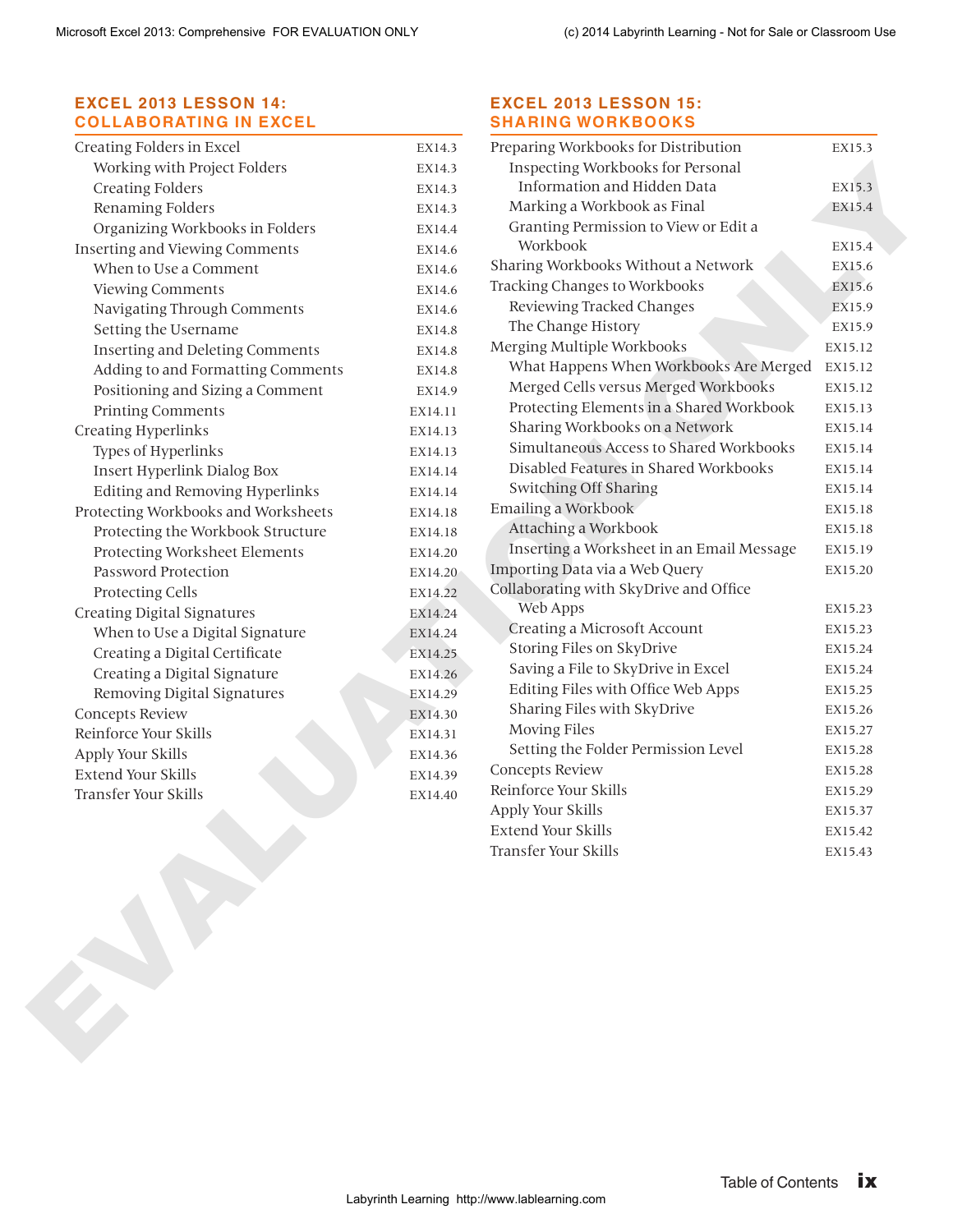## EXCEL 2013 LESSON 14: COLLABORATING IN EXCEL

| | |
|---|---|
| Creating Folders in Excel | EX14.3 |
| &nbsp;&nbsp;&nbsp;&nbsp;Working with Project Folders | EX14.3 |
| &nbsp;&nbsp;&nbsp;&nbsp;Creating Folders | EX14.3 |
| &nbsp;&nbsp;&nbsp;&nbsp;Renaming Folders | EX14.3 |
| &nbsp;&nbsp;&nbsp;&nbsp;Organizing Workbooks in Folders | EX14.4 |
| Inserting and Viewing Comments | EX14.6 |
| &nbsp;&nbsp;&nbsp;&nbsp;When to Use a Comment | EX14.6 |
| &nbsp;&nbsp;&nbsp;&nbsp;Viewing Comments | EX14.6 |
| &nbsp;&nbsp;&nbsp;&nbsp;Navigating Through Comments | EX14.6 |
| &nbsp;&nbsp;&nbsp;&nbsp;Setting the Username | EX14.8 |
| &nbsp;&nbsp;&nbsp;&nbsp;Inserting and Deleting Comments | EX14.8 |
| &nbsp;&nbsp;&nbsp;&nbsp;Adding to and Formatting Comments | EX14.8 |
| &nbsp;&nbsp;&nbsp;&nbsp;Positioning and Sizing a Comment | EX14.9 |
| &nbsp;&nbsp;&nbsp;&nbsp;Printing Comments | EX14.11 |
| Creating Hyperlinks | EX14.13 |
| &nbsp;&nbsp;&nbsp;&nbsp;Types of Hyperlinks | EX14.13 |
| &nbsp;&nbsp;&nbsp;&nbsp;Insert Hyperlink Dialog Box | EX14.14 |
| &nbsp;&nbsp;&nbsp;&nbsp;Editing and Removing Hyperlinks | EX14.14 |
| Protecting Workbooks and Worksheets | EX14.18 |
| &nbsp;&nbsp;&nbsp;&nbsp;Protecting the Workbook Structure | EX14.18 |
| &nbsp;&nbsp;&nbsp;&nbsp;Protecting Worksheet Elements | EX14.20 |
| &nbsp;&nbsp;&nbsp;&nbsp;Password Protection | EX14.20 |
| &nbsp;&nbsp;&nbsp;&nbsp;Protecting Cells | EX14.22 |
| Creating Digital Signatures | EX14.24 |
| &nbsp;&nbsp;&nbsp;&nbsp;When to Use a Digital Signature | EX14.24 |
| &nbsp;&nbsp;&nbsp;&nbsp;Creating a Digital Certificate | EX14.25 |
| &nbsp;&nbsp;&nbsp;&nbsp;Creating a Digital Signature | EX14.26 |
| &nbsp;&nbsp;&nbsp;&nbsp;Removing Digital Signatures | EX14.29 |
| Concepts Review | EX14.30 |
| Reinforce Your Skills | EX14.31 |
| Apply Your Skills | EX14.36 |
| Extend Your Skills | EX14.39 |
| Transfer Your Skills | EX14.40 |

## EXCEL 2013 LESSON 15: SHARING WORKBOOKS

| | |
|---|---|
| Preparing Workbooks for Distribution | EX15.3 |
| &nbsp;&nbsp;&nbsp;&nbsp;Inspecting Workbooks for Personal Information and Hidden Data | EX15.3 |
| &nbsp;&nbsp;&nbsp;&nbsp;Marking a Workbook as Final | EX15.4 |
| &nbsp;&nbsp;&nbsp;&nbsp;Granting Permission to View or Edit a Workbook | EX15.4 |
| Sharing Workbooks Without a Network | EX15.6 |
| Tracking Changes to Workbooks | EX15.6 |
| &nbsp;&nbsp;&nbsp;&nbsp;Reviewing Tracked Changes | EX15.9 |
| &nbsp;&nbsp;&nbsp;&nbsp;The Change History | EX15.9 |
| Merging Multiple Workbooks | EX15.12 |
| &nbsp;&nbsp;&nbsp;&nbsp;What Happens When Workbooks Are Merged | EX15.12 |
| &nbsp;&nbsp;&nbsp;&nbsp;Merged Cells versus Merged Workbooks | EX15.12 |
| &nbsp;&nbsp;&nbsp;&nbsp;Protecting Elements in a Shared Workbook | EX15.13 |
| &nbsp;&nbsp;&nbsp;&nbsp;Sharing Workbooks on a Network | EX15.14 |
| &nbsp;&nbsp;&nbsp;&nbsp;Simultaneous Access to Shared Workbooks | EX15.14 |
| &nbsp;&nbsp;&nbsp;&nbsp;Disabled Features in Shared Workbooks | EX15.14 |
| &nbsp;&nbsp;&nbsp;&nbsp;Switching Off Sharing | EX15.14 |
| Emailing a Workbook | EX15.18 |
| &nbsp;&nbsp;&nbsp;&nbsp;Attaching a Workbook | EX15.18 |
| &nbsp;&nbsp;&nbsp;&nbsp;Inserting a Worksheet in an Email Message | EX15.19 |
| Importing Data via a Web Query | EX15.20 |
| Collaborating with SkyDrive and Office Web Apps | EX15.23 |
| &nbsp;&nbsp;&nbsp;&nbsp;Creating a Microsoft Account | EX15.23 |
| &nbsp;&nbsp;&nbsp;&nbsp;Storing Files on SkyDrive | EX15.24 |
| &nbsp;&nbsp;&nbsp;&nbsp;Saving a File to SkyDrive in Excel | EX15.24 |
| &nbsp;&nbsp;&nbsp;&nbsp;Editing Files with Office Web Apps | EX15.25 |
| &nbsp;&nbsp;&nbsp;&nbsp;Sharing Files with SkyDrive | EX15.26 |
| &nbsp;&nbsp;&nbsp;&nbsp;Moving Files | EX15.27 |
| &nbsp;&nbsp;&nbsp;&nbsp;Setting the Folder Permission Level | EX15.28 |
| Concepts Review | EX15.28 |
| Reinforce Your Skills | EX15.29 |
| Apply Your Skills | EX15.37 |
| Extend Your Skills | EX15.42 |
| Transfer Your Skills | EX15.43 |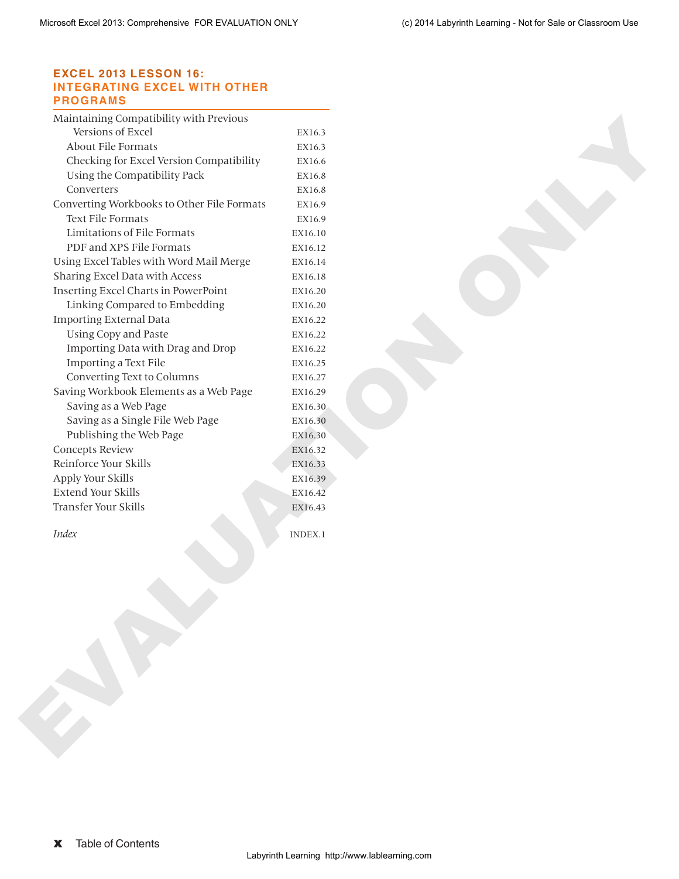## EXCEL 2013 LESSON 16: INTEGRATING EXCEL WITH OTHER PROGRAMS

| | |
|---|---|
| Maintaining Compatibility with Previous Versions of Excel | EX16.3 |
| &nbsp;&nbsp;&nbsp;&nbsp;About File Formats | EX16.3 |
| &nbsp;&nbsp;&nbsp;&nbsp;Checking for Excel Version Compatibility | EX16.6 |
| &nbsp;&nbsp;&nbsp;&nbsp;Using the Compatibility Pack | EX16.8 |
| &nbsp;&nbsp;&nbsp;&nbsp;Converters | EX16.8 |
| Converting Workbooks to Other File Formats | EX16.9 |
| &nbsp;&nbsp;&nbsp;&nbsp;Text File Formats | EX16.9 |
| &nbsp;&nbsp;&nbsp;&nbsp;Limitations of File Formats | EX16.10 |
| &nbsp;&nbsp;&nbsp;&nbsp;PDF and XPS File Formats | EX16.12 |
| Using Excel Tables with Word Mail Merge | EX16.14 |
| Sharing Excel Data with Access | EX16.18 |
| Inserting Excel Charts in PowerPoint | EX16.20 |
| &nbsp;&nbsp;&nbsp;&nbsp;Linking Compared to Embedding | EX16.20 |
| Importing External Data | EX16.22 |
| &nbsp;&nbsp;&nbsp;&nbsp;Using Copy and Paste | EX16.22 |
| &nbsp;&nbsp;&nbsp;&nbsp;Importing Data with Drag and Drop | EX16.22 |
| &nbsp;&nbsp;&nbsp;&nbsp;Importing a Text File | EX16.25 |
| &nbsp;&nbsp;&nbsp;&nbsp;Converting Text to Columns | EX16.27 |
| Saving Workbook Elements as a Web Page | EX16.29 |
| &nbsp;&nbsp;&nbsp;&nbsp;Saving as a Web Page | EX16.30 |
| &nbsp;&nbsp;&nbsp;&nbsp;Saving as a Single File Web Page | EX16.30 |
| &nbsp;&nbsp;&nbsp;&nbsp;Publishing the Web Page | EX16.30 |
| Concepts Review | EX16.32 |
| Reinforce Your Skills | EX16.33 |
| Apply Your Skills | EX16.39 |
| Extend Your Skills | EX16.42 |
| Transfer Your Skills | EX16.43 |

| | |
|---|---|
| *Index* | INDEX.1 |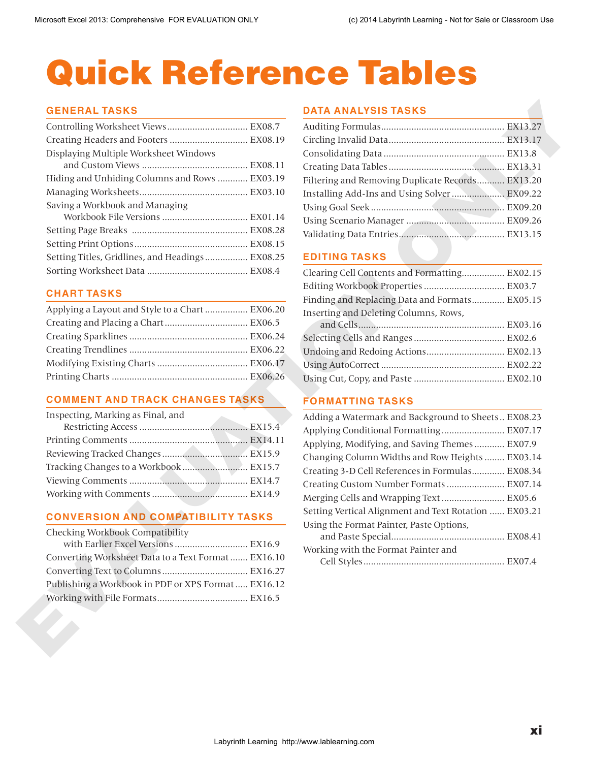# Quick Reference Tables

## GENERAL TASKS

- Controlling Worksheet Views ................ EX08.7
- Creating Headers and Footers ................ EX08.19
- Displaying Multiple Worksheet Windows and Custom Views ................ EX08.11
- Hiding and Unhiding Columns and Rows ................ EX03.19
- Managing Worksheets ................ EX03.10
- Saving a Workbook and Managing Workbook File Versions ................ EX01.14
- Setting Page Breaks ................ EX08.28
- Setting Print Options ................ EX08.15
- Setting Titles, Gridlines, and Headings ................ EX08.25
- Sorting Worksheet Data ................ EX08.4

## CHART TASKS

- Applying a Layout and Style to a Chart ................ EX06.20
- Creating and Placing a Chart ................ EX06.5
- Creating Sparklines ................ EX06.24
- Creating Trendlines ................ EX06.22
- Modifying Existing Charts ................ EX06.17
- Printing Charts ................ EX06.26

## COMMENT AND TRACK CHANGES TASKS

- Inspecting, Marking as Final, and Restricting Access ................ EX15.4
- Printing Comments ................ EX14.11
- Reviewing Tracked Changes ................ EX15.9
- Tracking Changes to a Workbook ................ EX15.7
- Viewing Comments ................ EX14.7
- Working with Comments ................ EX14.9

## CONVERSION AND COMPATIBILITY TASKS

- Checking Workbook Compatibility with Earlier Excel Versions ................ EX16.9
- Converting Worksheet Data to a Text Format ................ EX16.10
- Converting Text to Columns ................ EX16.27
- Publishing a Workbook in PDF or XPS Format ................ EX16.12
- Working with File Formats ................ EX16.5

## DATA ANALYSIS TASKS

- Auditing Formulas ................ EX13.27
- Circling Invalid Data ................ EX13.17
- Consolidating Data ................ EX13.8
- Creating Data Tables ................ EX13.31
- Filtering and Removing Duplicate Records ................ EX13.20
- Installing Add-Ins and Using Solver ................ EX09.22
- Using Goal Seek ................ EX09.20
- Using Scenario Manager ................ EX09.26
- Validating Data Entries ................ EX13.15

## EDITING TASKS

- Clearing Cell Contents and Formatting ................ EX02.15
- Editing Workbook Properties ................ EX03.7
- Finding and Replacing Data and Formats ................ EX05.15
- Inserting and Deleting Columns, Rows, and Cells ................ EX03.16
- Selecting Cells and Ranges ................ EX02.6
- Undoing and Redoing Actions ................ EX02.13
- Using AutoCorrect ................ EX02.22
- Using Cut, Copy, and Paste ................ EX02.10

## FORMATTING TASKS

- Adding a Watermark and Background to Sheets ................ EX08.23
- Applying Conditional Formatting ................ EX07.17
- Applying, Modifying, and Saving Themes ................ EX07.9
- Changing Column Widths and Row Heights ................ EX03.14
- Creating 3-D Cell References in Formulas ................ EX08.34
- Creating Custom Number Formats ................ EX07.14
- Merging Cells and Wrapping Text ................ EX05.6
- Setting Vertical Alignment and Text Rotation ................ EX03.21
- Using the Format Painter, Paste Options, and Paste Special ................ EX08.41
- Working with the Format Painter and Cell Styles ................ EX07.4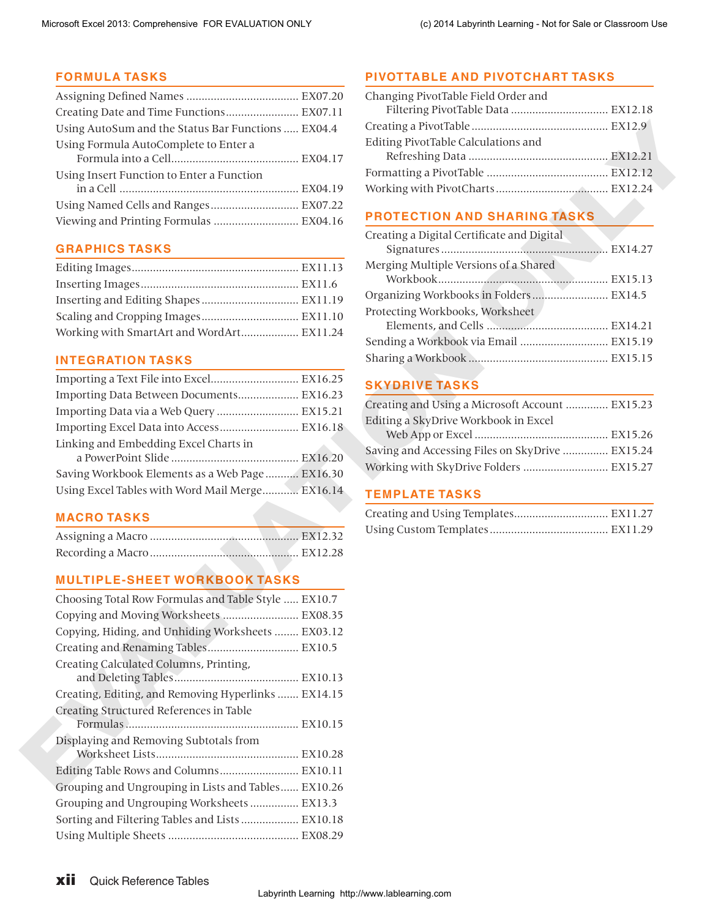## FORMULA TASKS

| | |
|---|---|
| Assigning Defined Names | EX07.20 |
| Creating Date and Time Functions | EX07.11 |
| Using AutoSum and the Status Bar Functions | EX04.4 |
| Using Formula AutoComplete to Enter a Formula into a Cell | EX04.17 |
| Using Insert Function to Enter a Function in a Cell | EX04.19 |
| Using Named Cells and Ranges | EX07.22 |
| Viewing and Printing Formulas | EX04.16 |

## GRAPHICS TASKS

| | |
|---|---|
| Editing Images | EX11.13 |
| Inserting Images | EX11.6 |
| Inserting and Editing Shapes | EX11.19 |
| Scaling and Cropping Images | EX11.10 |
| Working with SmartArt and WordArt | EX11.24 |

## INTEGRATION TASKS

| | |
|---|---|
| Importing a Text File into Excel | EX16.25 |
| Importing Data Between Documents | EX16.23 |
| Importing Data via a Web Query | EX15.21 |
| Importing Excel Data into Access | EX16.18 |
| Linking and Embedding Excel Charts in a PowerPoint Slide | EX16.20 |
| Saving Workbook Elements as a Web Page | EX16.30 |
| Using Excel Tables with Word Mail Merge | EX16.14 |

## MACRO TASKS

| | |
|---|---|
| Assigning a Macro | EX12.32 |
| Recording a Macro | EX12.28 |

## MULTIPLE-SHEET WORKBOOK TASKS

| | |
|---|---|
| Choosing Total Row Formulas and Table Style | EX10.7 |
| Copying and Moving Worksheets | EX08.35 |
| Copying, Hiding, and Unhiding Worksheets | EX03.12 |
| Creating and Renaming Tables | EX10.5 |
| Creating Calculated Columns, Printing, and Deleting Tables | EX10.13 |
| Creating, Editing, and Removing Hyperlinks | EX14.15 |
| Creating Structured References in Table Formulas | EX10.15 |
| Displaying and Removing Subtotals from Worksheet Lists | EX10.28 |
| Editing Table Rows and Columns | EX10.11 |
| Grouping and Ungrouping in Lists and Tables | EX10.26 |
| Grouping and Ungrouping Worksheets | EX13.3 |
| Sorting and Filtering Tables and Lists | EX10.18 |
| Using Multiple Sheets | EX08.29 |

## PIVOTTABLE AND PIVOTCHART TASKS

| | |
|---|---|
| Changing PivotTable Field Order and Filtering PivotTable Data | EX12.18 |
| Creating a PivotTable | EX12.9 |
| Editing PivotTable Calculations and Refreshing Data | EX12.21 |
| Formatting a PivotTable | EX12.12 |
| Working with PivotCharts | EX12.24 |

## PROTECTION AND SHARING TASKS

| | |
|---|---|
| Creating a Digital Certificate and Digital Signatures | EX14.27 |
| Merging Multiple Versions of a Shared Workbook | EX15.13 |
| Organizing Workbooks in Folders | EX14.5 |
| Protecting Workbooks, Worksheet Elements, and Cells | EX14.21 |
| Sending a Workbook via Email | EX15.19 |
| Sharing a Workbook | EX15.15 |

## SKYDRIVE TASKS

| | |
|---|---|
| Creating and Using a Microsoft Account | EX15.23 |
| Editing a SkyDrive Workbook in Excel Web App or Excel | EX15.26 |
| Saving and Accessing Files on SkyDrive | EX15.24 |
| Working with SkyDrive Folders | EX15.27 |

## TEMPLATE TASKS

| | |
|---|---|
| Creating and Using Templates | EX11.27 |
| Using Custom Templates | EX11.29 |